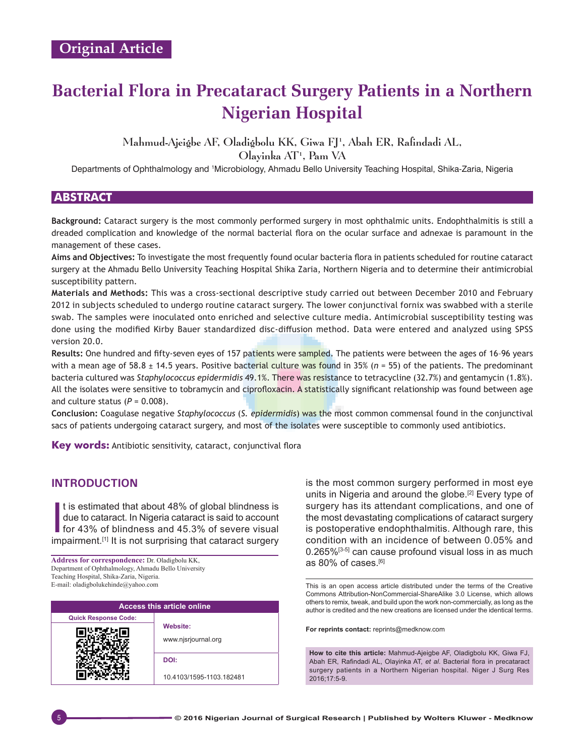Original Article

# Bacterial Flora in Precataract Surgery Patients in a Northern Nigerian Hospital

Mahmud-Ajeigbe AF, Oladigbolu KK, Giwa FJ[1], Abah ER, Rafindadi AL, Olayinka AT[1], Pam VA

Departments of Ophthalmology and [1]Microbiology, Ahmadu Bello University Teaching Hospital, Shika-Zaria, Nigeria

## ABSTRACT

**Background:** Cataract surgery is the most commonly performed surgery in most ophthalmic units. Endophthalmitis is still a dreaded complication and knowledge of the normal bacterial flora on the ocular surface and adnexae is paramount in the management of these cases.

**Aims and Objectives:** To investigate the most frequently found ocular bacteria flora in patients scheduled for routine cataract surgery at the Ahmadu Bello University Teaching Hospital Shika Zaria, Northern Nigeria and to determine their antimicrobial susceptibility pattern.

**Materials and Methods:** This was a cross-sectional descriptive study carried out between December 2010 and February 2012 in subjects scheduled to undergo routine cataract surgery. The lower conjunctival fornix was swabbed with a sterile swab. The samples were inoculated onto enriched and selective culture media. Antimicrobial susceptibility testing was done using the modified Kirby Bauer standardized disc-diffusion method. Data were entered and analyzed using SPSS version 20.0.

**Results:** One hundred and fifty-seven eyes of 157 patients were sampled. The patients were between the ages of 16–96 years with a mean age of 58.8 ± 14.5 years. Positive bacterial culture was found in 35% ($n$ = 55) of the patients. The predominant bacteria cultured was *Staphylococcus epidermidis* 49.1%. There was resistance to tetracycline (32.7%) and gentamycin (1.8%). All the isolates were sensitive to tobramycin and ciprofloxacin. A statistically significant relationship was found between age and culture status ($P$ = 0.008).

**Conclusion:** Coagulase negative *Staphylococcus* (*S. epidermidis*) was the most common commensal found in the conjunctival sacs of patients undergoing cataract surgery, and most of the isolates were susceptible to commonly used antibiotics.

**Key words:** Antibiotic sensitivity, cataract, conjunctival flora

## INTRODUCTION

It is estimated that about 48% of global blindness is due to cataract. In Nigeria cataract is said to account for 43% of blindness and 45.3% of severe visual impairment.[1] It is not surprising that cataract surgery is the most common surgery performed in most eye units in Nigeria and around the globe.[2] Every type of surgery has its attendant complications, and one of the most devastating complications of cataract surgery is postoperative endophthalmitis. Although rare, this condition with an incidence of between 0.05% and 0.265%[3-5] can cause profound visual loss in as much as 80% of cases.[6]

**Address for correspondence:** Dr. Oladigbolu KK, Department of Ophthalmology, Ahmadu Bello University Teaching Hospital, Shika-Zaria, Nigeria. E-mail: oladigbolukehinde@yahoo.com

| Access this article online | |
|---|---|
| Quick Response Code: | **Website:** www.njsrjournal.org |
| | **DOI:** 10.4103/1595-1103.182481 |

This is an open access article distributed under the terms of the Creative Commons Attribution-NonCommercial-ShareAlike 3.0 License, which allows others to remix, tweak, and build upon the work non-commercially, as long as the author is credited and the new creations are licensed under the identical terms.

**For reprints contact:** reprints@medknow.com

**How to cite this article:** Mahmud-Ajeigbe AF, Oladigbolu KK, Giwa FJ, Abah ER, Rafindadi AL, Olayinka AT, *et al*. Bacterial flora in precataract surgery patients in a Northern Nigerian hospital. Niger J Surg Res 2016;17:5-9.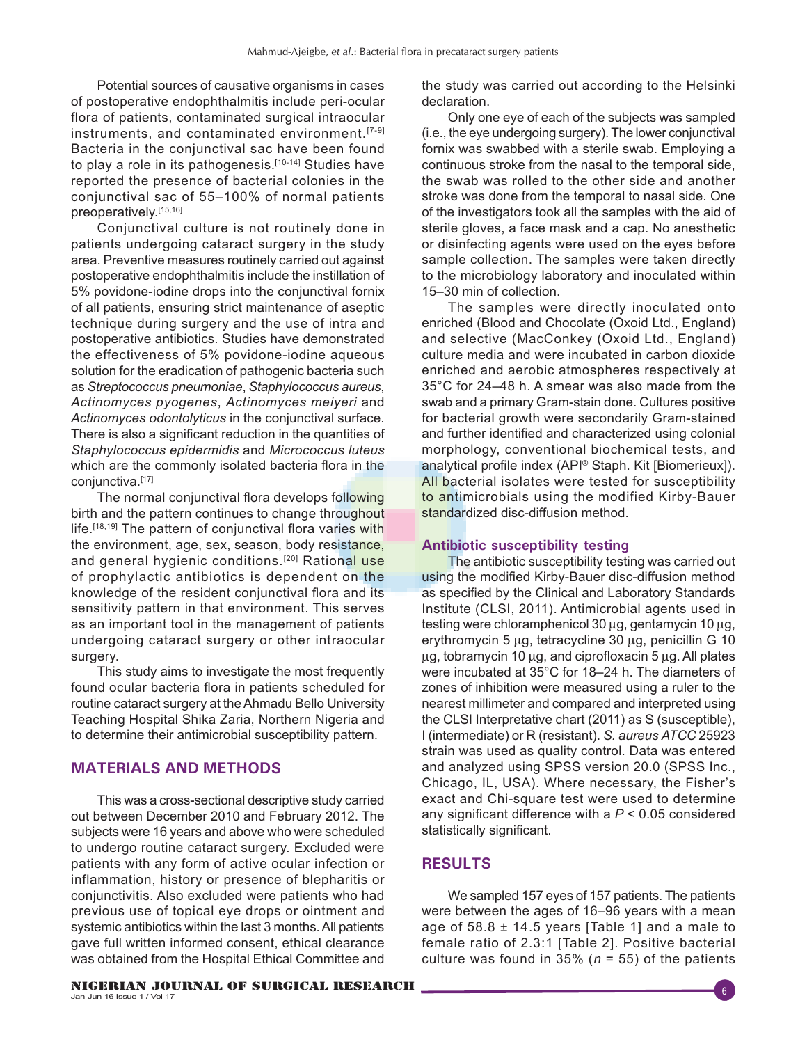Potential sources of causative organisms in cases of postoperative endophthalmitis include peri-ocular flora of patients, contaminated surgical intraocular instruments, and contaminated environment.[7-9] Bacteria in the conjunctival sac have been found to play a role in its pathogenesis.[10-14] Studies have reported the presence of bacterial colonies in the conjunctival sac of 55–100% of normal patients preoperatively.[15,16]

Conjunctival culture is not routinely done in patients undergoing cataract surgery in the study area. Preventive measures routinely carried out against postoperative endophthalmitis include the instillation of 5% povidone-iodine drops into the conjunctival fornix of all patients, ensuring strict maintenance of aseptic technique during surgery and the use of intra and postoperative antibiotics. Studies have demonstrated the effectiveness of 5% povidone-iodine aqueous solution for the eradication of pathogenic bacteria such as *Streptococcus pneumoniae*, *Staphylococcus aureus*, *Actinomyces pyogenes*, *Actinomyces meiyeri* and *Actinomyces odontolyticus* in the conjunctival surface. There is also a significant reduction in the quantities of *Staphylococcus epidermidis* and *Micrococcus luteus* which are the commonly isolated bacteria flora in the conjunctiva.[17]

The normal conjunctival flora develops following birth and the pattern continues to change throughout life.[18,19] The pattern of conjunctival flora varies with the environment, age, sex, season, body resistance, and general hygienic conditions.[20] Rational use of prophylactic antibiotics is dependent on the knowledge of the resident conjunctival flora and its sensitivity pattern in that environment. This serves as an important tool in the management of patients undergoing cataract surgery or other intraocular surgery.

This study aims to investigate the most frequently found ocular bacteria flora in patients scheduled for routine cataract surgery at the Ahmadu Bello University Teaching Hospital Shika Zaria, Northern Nigeria and to determine their antimicrobial susceptibility pattern.

## MATERIALS AND METHODS

This was a cross-sectional descriptive study carried out between December 2010 and February 2012. The subjects were 16 years and above who were scheduled to undergo routine cataract surgery. Excluded were patients with any form of active ocular infection or inflammation, history or presence of blepharitis or conjunctivitis. Also excluded were patients who had previous use of topical eye drops or ointment and systemic antibiotics within the last 3 months. All patients gave full written informed consent, ethical clearance was obtained from the Hospital Ethical Committee and the study was carried out according to the Helsinki declaration.

Only one eye of each of the subjects was sampled (i.e., the eye undergoing surgery). The lower conjunctival fornix was swabbed with a sterile swab. Employing a continuous stroke from the nasal to the temporal side, the swab was rolled to the other side and another stroke was done from the temporal to nasal side. One of the investigators took all the samples with the aid of sterile gloves, a face mask and a cap. No anesthetic or disinfecting agents were used on the eyes before sample collection. The samples were taken directly to the microbiology laboratory and inoculated within 15–30 min of collection.

The samples were directly inoculated onto enriched (Blood and Chocolate (Oxoid Ltd., England) and selective (MacConkey (Oxoid Ltd., England) culture media and were incubated in carbon dioxide enriched and aerobic atmospheres respectively at 35°C for 24–48 h. A smear was also made from the swab and a primary Gram-stain done. Cultures positive for bacterial growth were secondarily Gram-stained and further identified and characterized using colonial morphology, conventional biochemical tests, and analytical profile index (API® Staph. Kit [Biomerieux]). All bacterial isolates were tested for susceptibility to antimicrobials using the modified Kirby-Bauer standardized disc-diffusion method.

### Antibiotic susceptibility testing

The antibiotic susceptibility testing was carried out using the modified Kirby-Bauer disc-diffusion method as specified by the Clinical and Laboratory Standards Institute (CLSI, 2011). Antimicrobial agents used in testing were chloramphenicol 30 μg, gentamycin 10 μg, erythromycin 5 μg, tetracycline 30 μg, penicillin G 10 μg, tobramycin 10 μg, and ciprofloxacin 5 μg. All plates were incubated at 35°C for 18–24 h. The diameters of zones of inhibition were measured using a ruler to the nearest millimeter and compared and interpreted using the CLSI Interpretative chart (2011) as S (susceptible), I (intermediate) or R (resistant). *S. aureus ATCC* 25923 strain was used as quality control. Data was entered and analyzed using SPSS version 20.0 (SPSS Inc., Chicago, IL, USA). Where necessary, the Fisher's exact and Chi-square test were used to determine any significant difference with a $P < 0.05$ considered statistically significant.

## RESULTS

We sampled 157 eyes of 157 patients. The patients were between the ages of 16–96 years with a mean age of 58.8 ± 14.5 years [Table 1] and a male to female ratio of 2.3:1 [Table 2]. Positive bacterial culture was found in 35% ($n$ = 55) of the patients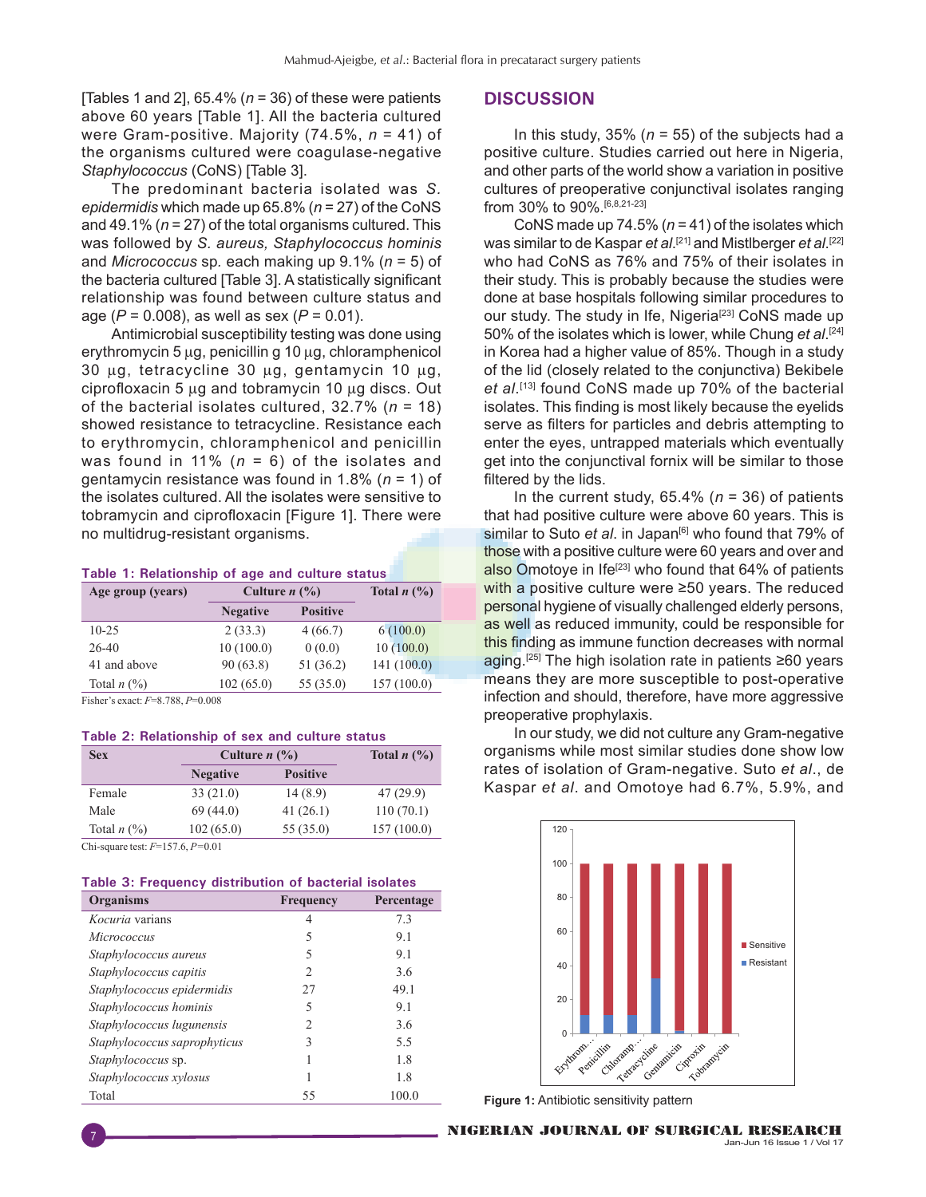[Tables 1 and 2], 65.4% ($n$ = 36) of these were patients above 60 years [Table 1]. All the bacteria cultured were Gram-positive. Majority (74.5%, $n$ = 41) of the organisms cultured were coagulase-negative *Staphylococcus* (CoNS) [Table 3].

The predominant bacteria isolated was *S. epidermidis* which made up 65.8% ($n$ = 27) of the CoNS and 49.1% ($n$ = 27) of the total organisms cultured. This was followed by *S. aureus, Staphylococcus hominis* and *Micrococcus* sp. each making up 9.1% ($n$ = 5) of the bacteria cultured [Table 3]. A statistically significant relationship was found between culture status and age ($P$ = 0.008), as well as sex ($P$ = 0.01).

Antimicrobial susceptibility testing was done using erythromycin 5 µg, penicillin g 10 µg, chloramphenicol 30 µg, tetracycline 30 µg, gentamycin 10 µg, ciprofloxacin 5 µg and tobramycin 10 µg discs. Out of the bacterial isolates cultured, 32.7% ($n$ = 18) showed resistance to tetracycline. Resistance each to erythromycin, chloramphenicol and penicillin was found in 11% ($n$ = 6) of the isolates and gentamycin resistance was found in 1.8% ($n$ = 1) of the isolates cultured. All the isolates were sensitive to tobramycin and ciprofloxacin [Figure 1]. There were no multidrug-resistant organisms.

**Table 1: Relationship of age and culture status**

| Age group (years) | Culture $n$ (%) | | Total $n$ (%) |
|---|---|---|---|
| | Negative | Positive | |
| 10-25 | 2 (33.3) | 4 (66.7) | 6 (100.0) |
| 26-40 | 10 (100.0) | 0 (0.0) | 10 (100.0) |
| 41 and above | 90 (63.8) | 51 (36.2) | 141 (100.0) |
| Total $n$ (%) | 102 (65.0) | 55 (35.0) | 157 (100.0) |

Fisher's exact: $F$=8.788, $P$=0.008

**Table 2: Relationship of sex and culture status**

| Sex | Culture $n$ (%) | | Total $n$ (%) |
|---|---|---|---|
| | Negative | Positive | |
| Female | 33 (21.0) | 14 (8.9) | 47 (29.9) |
| Male | 69 (44.0) | 41 (26.1) | 110 (70.1) |
| Total $n$ (%) | 102 (65.0) | 55 (35.0) | 157 (100.0) |

Chi-square test: $F$=157.6, $P$=0.01

**Table 3: Frequency distribution of bacterial isolates**

| Organisms | Frequency | Percentage |
|---|---|---|
| *Kocuria* varians | 4 | 7.3 |
| *Micrococcus* | 5 | 9.1 |
| *Staphylococcus aureus* | 5 | 9.1 |
| *Staphylococcus capitis* | 2 | 3.6 |
| *Staphylococcus epidermidis* | 27 | 49.1 |
| *Staphylococcus hominis* | 5 | 9.1 |
| *Staphylococcus lugunensis* | 2 | 3.6 |
| *Staphylococcus saprophyticus* | 3 | 5.5 |
| *Staphylococcus* sp. | 1 | 1.8 |
| *Staphylococcus xylosus* | 1 | 1.8 |
| Total | 55 | 100.0 |

## DISCUSSION

In this study, 35% ($n$ = 55) of the subjects had a positive culture. Studies carried out here in Nigeria, and other parts of the world show a variation in positive cultures of preoperative conjunctival isolates ranging from 30% to 90%.[6,8,21-23]

CoNS made up 74.5% ($n$ = 41) of the isolates which was similar to de Kaspar *et al.*[21] and Mistlberger *et al.*[22] who had CoNS as 76% and 75% of their isolates in their study. This is probably because the studies were done at base hospitals following similar procedures to our study. The study in Ife, Nigeria[23] CoNS made up 50% of the isolates which is lower, while Chung *et al.*[24] in Korea had a higher value of 85%. Though in a study of the lid (closely related to the conjunctiva) Bekibele *et al.*[13] found CoNS made up 70% of the bacterial isolates. This finding is most likely because the eyelids serve as filters for particles and debris attempting to enter the eyes, untrapped materials which eventually get into the conjunctival fornix will be similar to those filtered by the lids.

In the current study, 65.4% ($n$ = 36) of patients that had positive culture were above 60 years. This is similar to Suto *et al.* in Japan[6] who found that 79% of those with a positive culture were 60 years and over and also Omotoye in Ife[23] who found that 64% of patients with a positive culture were ≥50 years. The reduced personal hygiene of visually challenged elderly persons, as well as reduced immunity, could be responsible for this finding as immune function decreases with normal aging.[25] The high isolation rate in patients ≥60 years means they are more susceptible to post-operative infection and should, therefore, have more aggressive preoperative prophylaxis.

In our study, we did not culture any Gram-negative organisms while most similar studies done show low rates of isolation of Gram-negative. Suto *et al.*, de Kaspar *et al.* and Omotoye had 6.7%, 5.9%, and

Figure 1: Antibiotic sensitivity pattern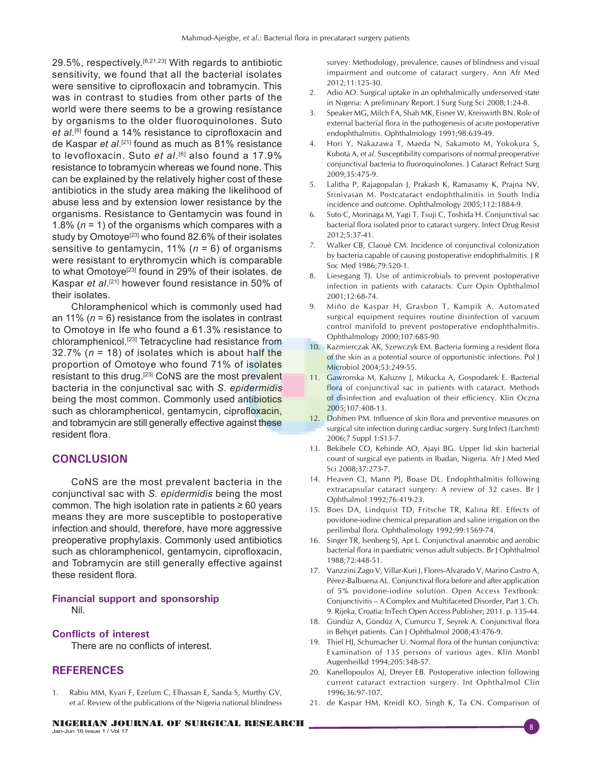29.5%, respectively.[6,21,23] With regards to antibiotic sensitivity, we found that all the bacterial isolates were sensitive to ciprofloxacin and tobramycin. This was in contrast to studies from other parts of the world were there seems to be a growing resistance by organisms to the older fluoroquinolones. Suto *et al*.[6] found a 14% resistance to ciprofloxacin and de Kaspar *et al*.[21] found as much as 81% resistance to levofloxacin. Suto *et al*.[6] also found a 17.9% resistance to tobramycin whereas we found none. This can be explained by the relatively higher cost of these antibiotics in the study area making the likelihood of abuse less and by extension lower resistance by the organisms. Resistance to Gentamycin was found in 1.8% ($n$ = 1) of the organisms which compares with a study by Omotoye[23] who found 82.6% of their isolates sensitive to gentamycin, 11% ($n$ = 6) of organisms were resistant to erythromycin which is comparable to what Omotoye[23] found in 29% of their isolates. de Kaspar *et al*.[21] however found resistance in 50% of their isolates.

Chloramphenicol which is commonly used had an 11% ($n$ = 6) resistance from the isolates in contrast to Omotoye in Ife who found a 61.3% resistance to chloramphenicol.[23] Tetracycline had resistance from 32.7% ($n$ = 18) of isolates which is about half the proportion of Omotoye who found 71% of isolates resistant to this drug.[23] CoNS are the most prevalent bacteria in the conjunctival sac with *S. epidermidis* being the most common. Commonly used antibiotics such as chloramphenicol, gentamycin, ciprofloxacin, and tobramycin are still generally effective against these resident flora.

## CONCLUSION

CoNS are the most prevalent bacteria in the conjunctival sac with *S. epidermidis* being the most common. The high isolation rate in patients ≥ 60 years means they are more susceptible to postoperative infection and should, therefore, have more aggressive preoperative prophylaxis. Commonly used antibiotics such as chloramphenicol, gentamycin, ciprofloxacin, and Tobramycin are still generally effective against these resident flora.

### Financial support and sponsorship

Nil.

### Conflicts of interest

There are no conflicts of interest.

## REFERENCES

1. Rabiu MM, Kyari F, Ezelum C, Elhassan E, Sanda S, Murthy GV, *et al*. Review of the publications of the Nigeria national blindness survey: Methodology, prevalence, causes of blindness and visual impairment and outcome of cataract surgery. Ann Afr Med 2012;11:125-30.
2. Adio AO. Surgical uptake in an ophthalmically underserved state in Nigeria: A preliminary Report. J Surg Surg Sci 2008;1:24-8.
3. Speaker MG, Milch FA, Shah MK, Eisner W, Kreiswirth BN. Role of external bacterial flora in the pathogenesis of acute postoperative endophthalmitis. Ophthalmology 1991;98:639-49.
4. Hori Y, Nakazawa T, Maeda N, Sakamoto M, Yokokura S, Kubota A, *et al*. Susceptibility comparisons of normal preoperative conjunctival bacteria to fluoroquinolones. J Cataract Refract Surg 2009;35:475-9.
5. Lalitha P, Rajagopalan J, Prakash K, Ramasamy K, Prajna NV, Srinivasan M. Postcataract endophthalmitis in South India incidence and outcome. Ophthalmology 2005;112:1884-9.
6. Suto C, Morinaga M, Yagi T, Tsuji C, Toshida H. Conjunctival sac bacterial flora isolated prior to cataract surgery. Infect Drug Resist 2012;5:37-41.
7. Walker CB, Claoué CM. Incidence of conjunctival colonization by bacteria capable of causing postoperative endophthalmitis. J R Soc Med 1986;79:520-1.
8. Liesegang TJ. Use of antimicrobials to prevent postoperative infection in patients with cataracts. Curr Opin Ophthalmol 2001;12:68-74.
9. Miño de Kaspar H, Grasbon T, Kampik A. Automated surgical equipment requires routine disinfection of vacuum control manifold to prevent postoperative endophthalmitis. Ophthalmology 2000;107:685-90.
10. Kazmierczak AK, Szewczyk EM. Bacteria forming a resident flora of the skin as a potential source of opportunistic infections. Pol J Microbiol 2004;53:249-55.
11. Gawronska M, Kaluzny J, Mikucka A, Gospodarek E. Bacterial flora of conjunctival sac in patients with cataract. Methods of disinfection and evaluation of their efficiency. Klin Oczna 2005;107:408-13.
12. Dohmen PM. Influence of skin flora and preventive measures on surgical site infection during cardiac surgery. Surg Infect (Larchmt) 2006;7 Suppl 1:S13-7.
13. Bekibele CO, Kehinde AO, Ajayi BG. Upper lid skin bacterial count of surgical eye patients in Ibadan, Nigeria. Afr J Med Med Sci 2008;37:273-7.
14. Heaven CJ, Mann PJ, Boase DL. Endophthalmitis following extracapsular cataract surgery: A review of 32 cases. Br J Ophthalmol 1992;76:419-23.
15. Boes DA, Lindquist TD, Fritsche TR, Kalina RE. Effects of povidone-iodine chemical preparation and saline irrigation on the perilimbal flora. Ophthalmology 1992;99:1569-74.
16. Singer TR, Isenberg SJ, Apt L. Conjunctival anaerobic and aerobic bacterial flora in paediatric versus adult subjects. Br J Ophthalmol 1988;72:448-51.
17. Vanzzini Zago V, Villar-Kuri J, Flores-Alvarado V, Marino Castro A, Pérez-Balbuena AL. Conjunctival flora before and after application of 5% povidone-iodine solution. Open Access Textbook: Conjunctivitis – A Complex and Multifaceted Disorder, Part 3. Ch. 9. Rijeka, Croatia: InTech Open Access Publisher; 2011. p. 135-44.
18. Gündüz A, Gündüz A, Cumurcu T, Seyrek A. Conjunctival flora in Behçet patients. Can J Ophthalmol 2008;43:476-9.
19. Thiel HJ, Schumacher U. Normal flora of the human conjunctiva: Examination of 135 persons of various ages. Klin Monbl Augenheilkd 1994;205:348-57.
20. Kanellopoulos AJ, Dreyer EB. Postoperative infection following current cataract extraction surgery. Int Ophthalmol Clin 1996;36:97-107.
21. de Kaspar HM, Kreidl KO, Singh K, Ta CN. Comparison of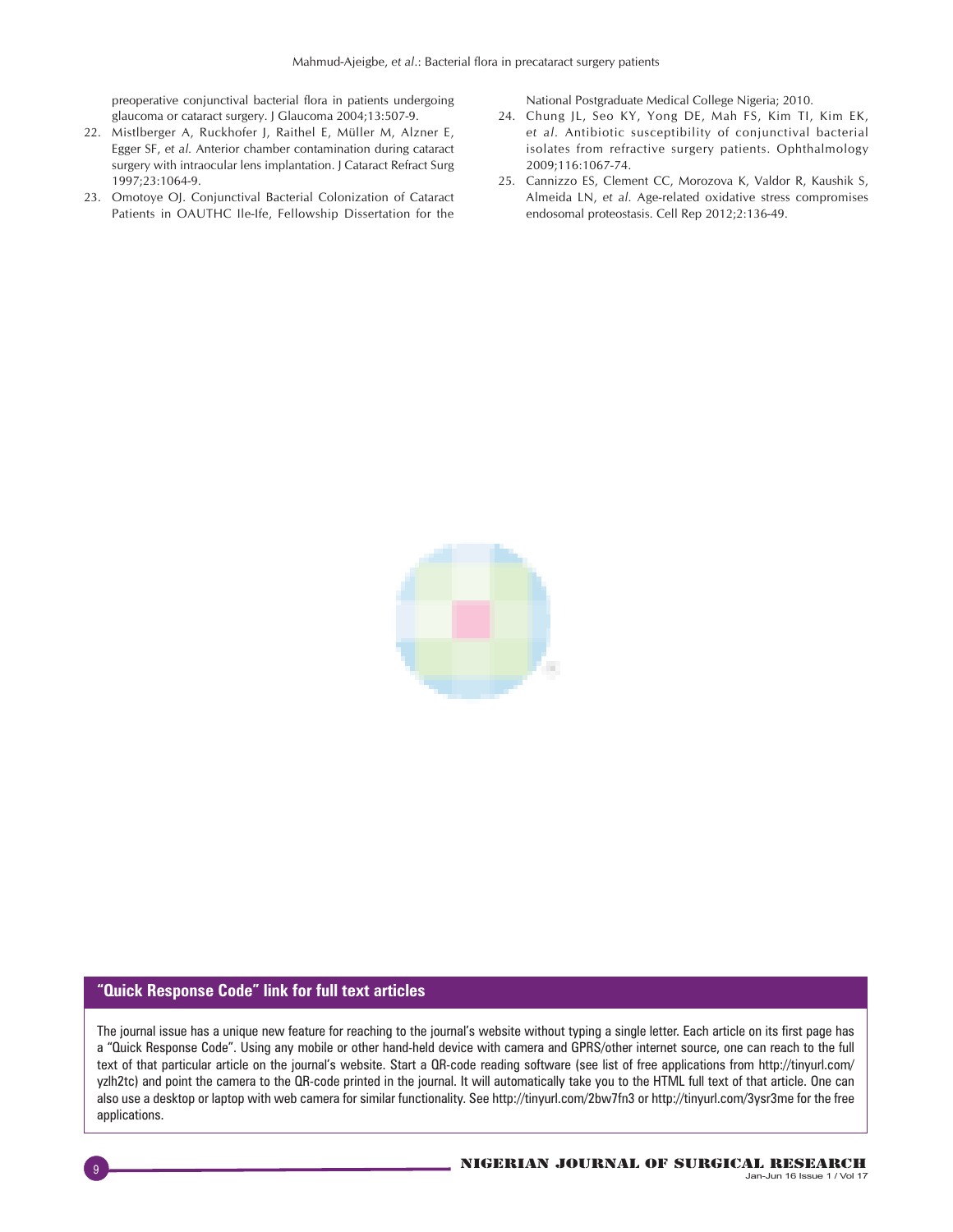preoperative conjunctival bacterial flora in patients undergoing glaucoma or cataract surgery. J Glaucoma 2004;13:507-9.

22. Mistlberger A, Ruckhofer J, Raithel E, Müller M, Alzner E, Egger SF, *et al.* Anterior chamber contamination during cataract surgery with intraocular lens implantation. J Cataract Refract Surg 1997;23:1064-9.
23. Omotoye OJ. Conjunctival Bacterial Colonization of Cataract Patients in OAUTHC Ile-Ife, Fellowship Dissertation for the National Postgraduate Medical College Nigeria; 2010.
24. Chung JL, Seo KY, Yong DE, Mah FS, Kim TI, Kim EK, *et al.* Antibiotic susceptibility of conjunctival bacterial isolates from refractive surgery patients. Ophthalmology 2009;116:1067-74.
25. Cannizzo ES, Clement CC, Morozova K, Valdor R, Kaushik S, Almeida LN, *et al.* Age-related oxidative stress compromises endosomal proteostasis. Cell Rep 2012;2:136-49.

## "Quick Response Code" link for full text articles

The journal issue has a unique new feature for reaching to the journal's website without typing a single letter. Each article on its first page has a "Quick Response Code". Using any mobile or other hand-held device with camera and GPRS/other internet source, one can reach to the full text of that particular article on the journal's website. Start a QR-code reading software (see list of free applications from http://tinyurl.com/yzlh2tc) and point the camera to the QR-code printed in the journal. It will automatically take you to the HTML full text of that article. One can also use a desktop or laptop with web camera for similar functionality. See http://tinyurl.com/2bw7fn3 or http://tinyurl.com/3ysr3me for the free applications.